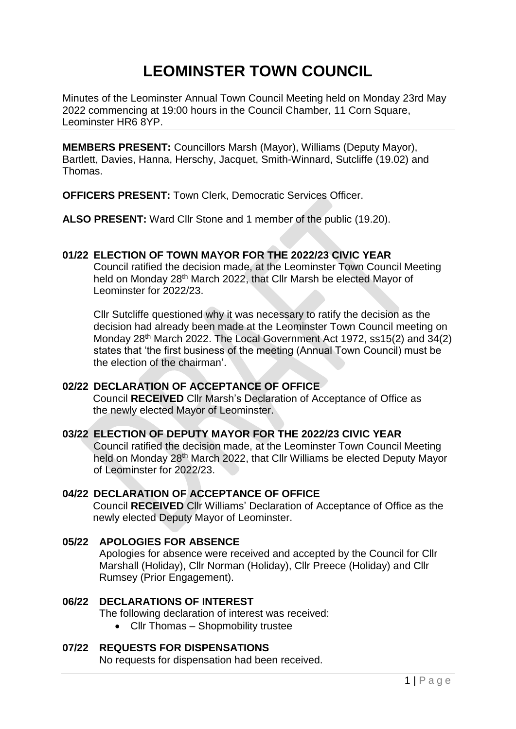# LEOMINSTER TOWN COUNCIL

Minutes of the Leominster Annual Town Council Meeting held on Monday 23rd May 2022 commencing at 19:00 hours in the Council Chamber, 11 Corn Square, Leominster HR6 8YP.

**MEMBERS PRESENT:** Councillors Marsh (Mayor), Williams (Deputy Mayor), Bartlett, Davies, Hanna, Herschy, Jacquet, Smith-Winnard, Sutcliffe (19.02) and Thomas.

**OFFICERS PRESENT:** Town Clerk, Democratic Services Officer.

**ALSO PRESENT:** Ward Cllr Stone and 1 member of the public (19.20).

### 01/22 ELECTION OF TOWN MAYOR FOR THE 2022/23 CIVIC YEAR

Council ratified the decision made, at the Leominster Town Council Meeting held on Monday 28th March 2022, that Cllr Marsh be elected Mayor of Leominster for 2022/23.

Cllr Sutcliffe questioned why it was necessary to ratify the decision as the decision had already been made at the Leominster Town Council meeting on Monday 28th March 2022. The Local Government Act 1972, ss15(2) and 34(2) states that 'the first business of the meeting (Annual Town Council) must be the election of the chairman'.

### 02/22 DECLARATION OF ACCEPTANCE OF OFFICE

Council **RECEIVED** Cllr Marsh's Declaration of Acceptance of Office as the newly elected Mayor of Leominster.

### 03/22 ELECTION OF DEPUTY MAYOR FOR THE 2022/23 CIVIC YEAR

Council ratified the decision made, at the Leominster Town Council Meeting held on Monday 28th March 2022, that Cllr Williams be elected Deputy Mayor of Leominster for 2022/23.

### 04/22 DECLARATION OF ACCEPTANCE OF OFFICE

Council **RECEIVED** Cllr Williams' Declaration of Acceptance of Office as the newly elected Deputy Mayor of Leominster.

### 05/22 APOLOGIES FOR ABSENCE

Apologies for absence were received and accepted by the Council for Cllr Marshall (Holiday), Cllr Norman (Holiday), Cllr Preece (Holiday) and Cllr Rumsey (Prior Engagement).

### 06/22 DECLARATIONS OF INTEREST

The following declaration of interest was received:

- Cllr Thomas – Shopmobility trustee

### 07/22 REQUESTS FOR DISPENSATIONS

No requests for dispensation had been received.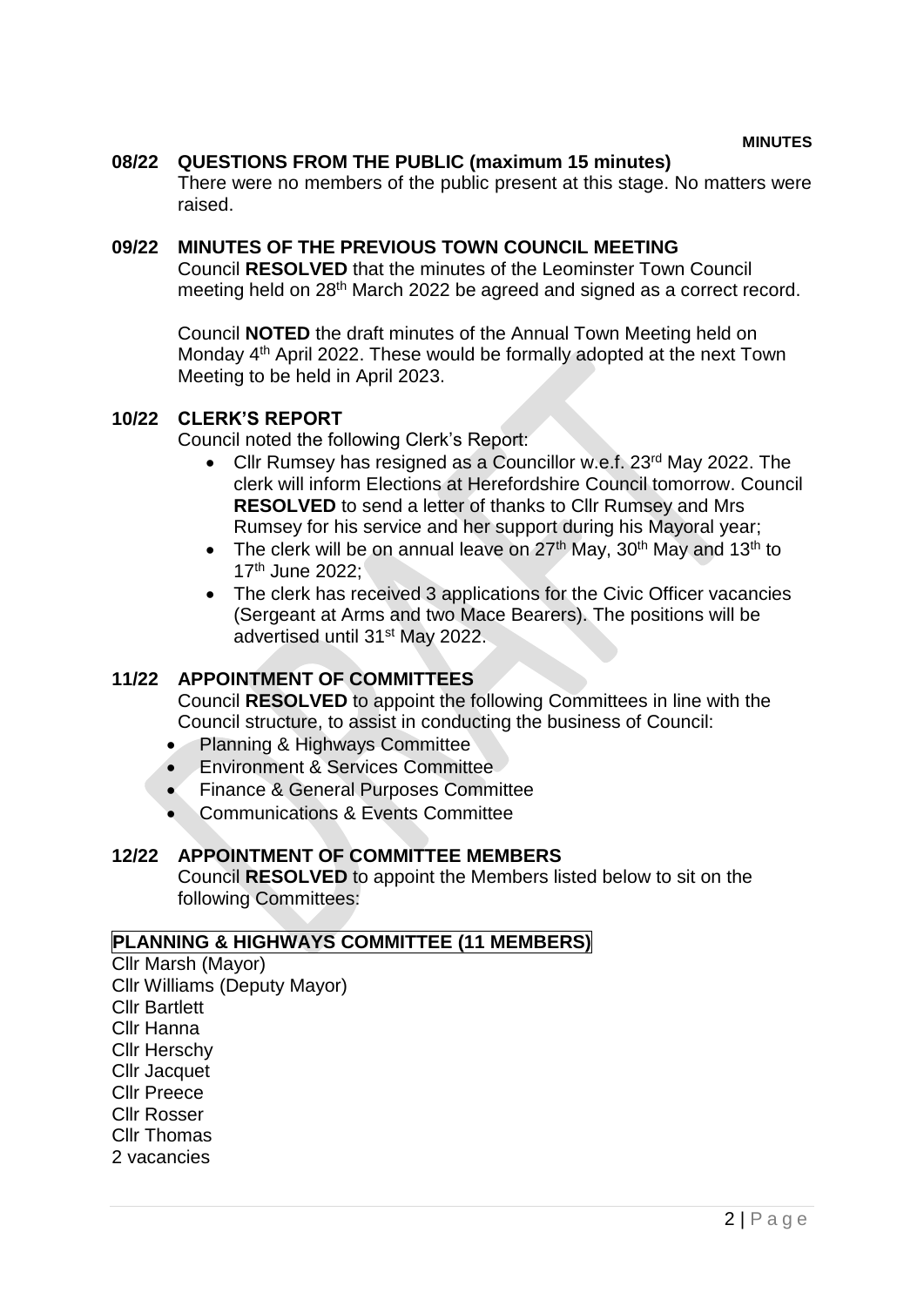**MINUTES**

## 08/22 QUESTIONS FROM THE PUBLIC (maximum 15 minutes)

There were no members of the public present at this stage. No matters were raised.

## 09/22 MINUTES OF THE PREVIOUS TOWN COUNCIL MEETING

Council **RESOLVED** that the minutes of the Leominster Town Council meeting held on 28th March 2022 be agreed and signed as a correct record.

Council **NOTED** the draft minutes of the Annual Town Meeting held on Monday 4th April 2022. These would be formally adopted at the next Town Meeting to be held in April 2023.

## 10/22 CLERK'S REPORT

Council noted the following Clerk's Report:

- Cllr Rumsey has resigned as a Councillor w.e.f. 23rd May 2022. The clerk will inform Elections at Herefordshire Council tomorrow. Council **RESOLVED** to send a letter of thanks to Cllr Rumsey and Mrs Rumsey for his service and her support during his Mayoral year;
- The clerk will be on annual leave on 27th May, 30th May and 13th to 17th June 2022;
- The clerk has received 3 applications for the Civic Officer vacancies (Sergeant at Arms and two Mace Bearers). The positions will be advertised until 31st May 2022.

## 11/22 APPOINTMENT OF COMMITTEES

Council **RESOLVED** to appoint the following Committees in line with the Council structure, to assist in conducting the business of Council:

- Planning & Highways Committee
- Environment & Services Committee
- Finance & General Purposes Committee
- Communications & Events Committee

## 12/22 APPOINTMENT OF COMMITTEE MEMBERS

Council **RESOLVED** to appoint the Members listed below to sit on the following Committees:

**PLANNING & HIGHWAYS COMMITTEE (11 MEMBERS)**

Cllr Marsh (Mayor)
Cllr Williams (Deputy Mayor)
Cllr Bartlett
Cllr Hanna
Cllr Herschy
Cllr Jacquet
Cllr Preece
Cllr Rosser
Cllr Thomas
2 vacancies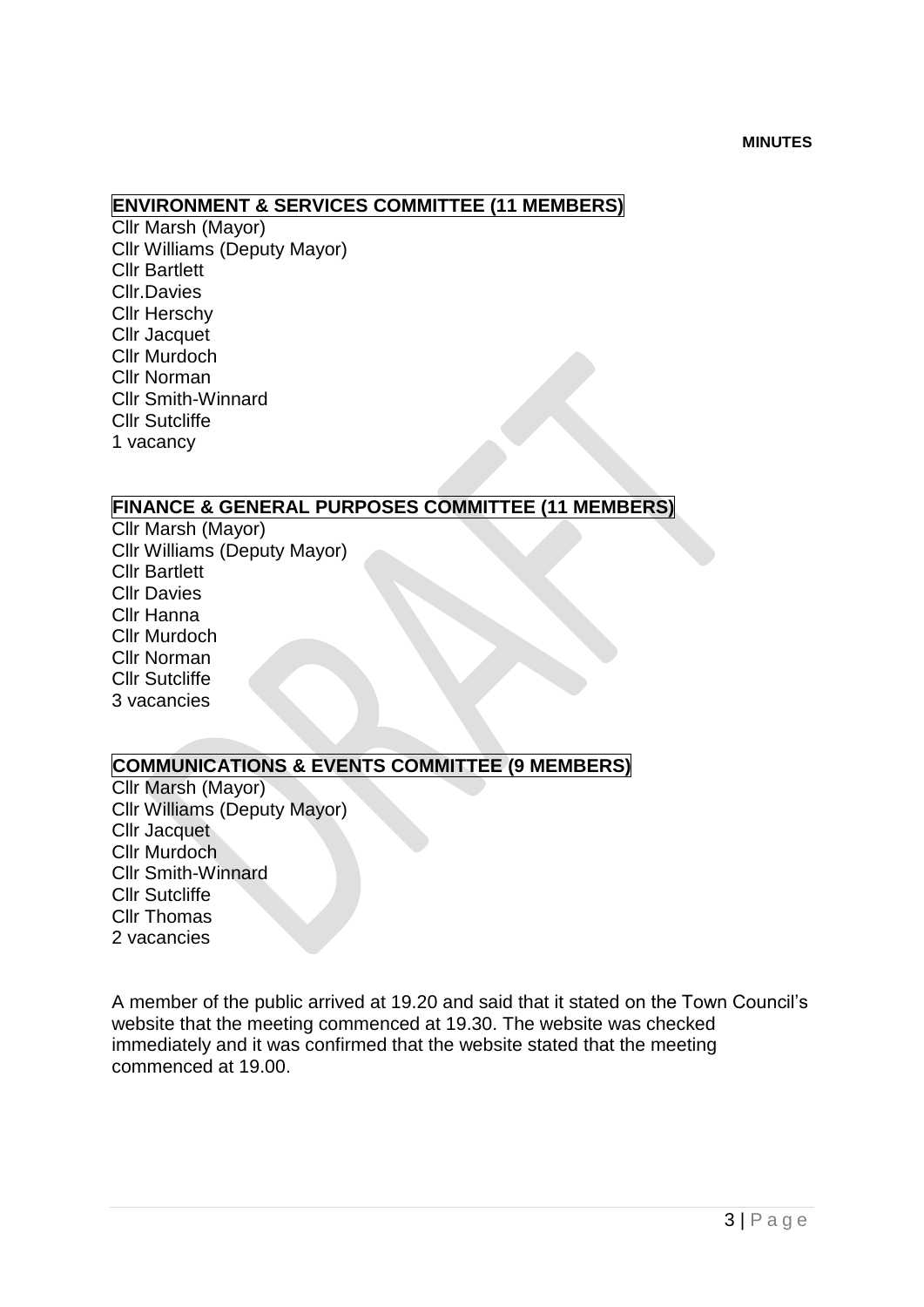## ENVIRONMENT & SERVICES COMMITTEE (11 MEMBERS)

Cllr Marsh (Mayor)
Cllr Williams (Deputy Mayor)
Cllr Bartlett
Cllr.Davies
Cllr Herschy
Cllr Jacquet
Cllr Murdoch
Cllr Norman
Cllr Smith-Winnard
Cllr Sutcliffe
1 vacancy

## FINANCE & GENERAL PURPOSES COMMITTEE (11 MEMBERS)

Cllr Marsh (Mayor)
Cllr Williams (Deputy Mayor)
Cllr Bartlett
Cllr Davies
Cllr Hanna
Cllr Murdoch
Cllr Norman
Cllr Sutcliffe
3 vacancies

## COMMUNICATIONS & EVENTS COMMITTEE (9 MEMBERS)

Cllr Marsh (Mayor)
Cllr Williams (Deputy Mayor)
Cllr Jacquet
Cllr Murdoch
Cllr Smith-Winnard
Cllr Sutcliffe
Cllr Thomas
2 vacancies

A member of the public arrived at 19.20 and said that it stated on the Town Council's website that the meeting commenced at 19.30. The website was checked immediately and it was confirmed that the website stated that the meeting commenced at 19.00.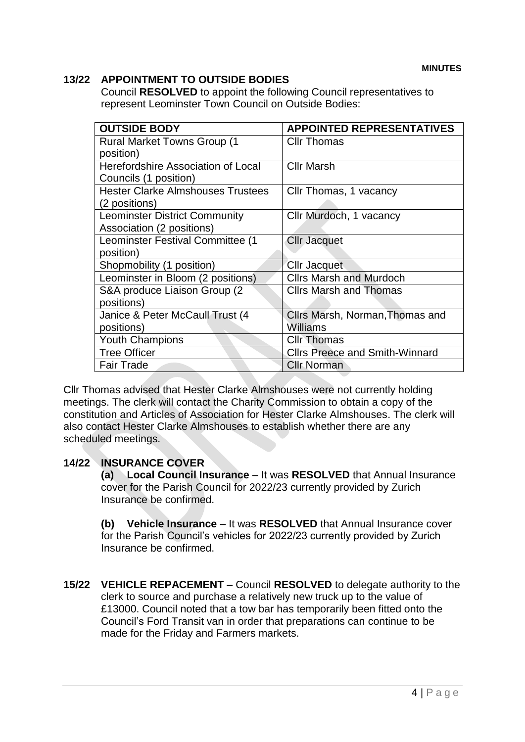**MINUTES**

**13/22 APPOINTMENT TO OUTSIDE BODIES**

Council **RESOLVED** to appoint the following Council representatives to represent Leominster Town Council on Outside Bodies:

| OUTSIDE BODY | APPOINTED REPRESENTATIVES |
|---|---|
| Rural Market Towns Group (1 position) | Cllr Thomas |
| Herefordshire Association of Local Councils (1 position) | Cllr Marsh |
| Hester Clarke Almshouses Trustees (2 positions) | Cllr Thomas, 1 vacancy |
| Leominster District Community Association (2 positions) | Cllr Murdoch, 1 vacancy |
| Leominster Festival Committee (1 position) | Cllr Jacquet |
| Shopmobility (1 position) | Cllr Jacquet |
| Leominster in Bloom (2 positions) | Cllrs Marsh and Murdoch |
| S&A produce Liaison Group (2 positions) | Cllrs Marsh and Thomas |
| Janice & Peter McCaull Trust (4 positions) | Cllrs Marsh, Norman,Thomas and Williams |
| Youth Champions | Cllr Thomas |
| Tree Officer | Cllrs Preece and Smith-Winnard |
| Fair Trade | Cllr Norman |

Cllr Thomas advised that Hester Clarke Almshouses were not currently holding meetings. The clerk will contact the Charity Commission to obtain a copy of the constitution and Articles of Association for Hester Clarke Almshouses. The clerk will also contact Hester Clarke Almshouses to establish whether there are any scheduled meetings.

**14/22 INSURANCE COVER**

**(a) Local Council Insurance** – It was **RESOLVED** that Annual Insurance cover for the Parish Council for 2022/23 currently provided by Zurich Insurance be confirmed.

**(b) Vehicle Insurance** – It was **RESOLVED** that Annual Insurance cover for the Parish Council's vehicles for 2022/23 currently provided by Zurich Insurance be confirmed.

**15/22 VEHICLE REPACEMENT** – Council **RESOLVED** to delegate authority to the clerk to source and purchase a relatively new truck up to the value of £13000. Council noted that a tow bar has temporarily been fitted onto the Council's Ford Transit van in order that preparations can continue to be made for the Friday and Farmers markets.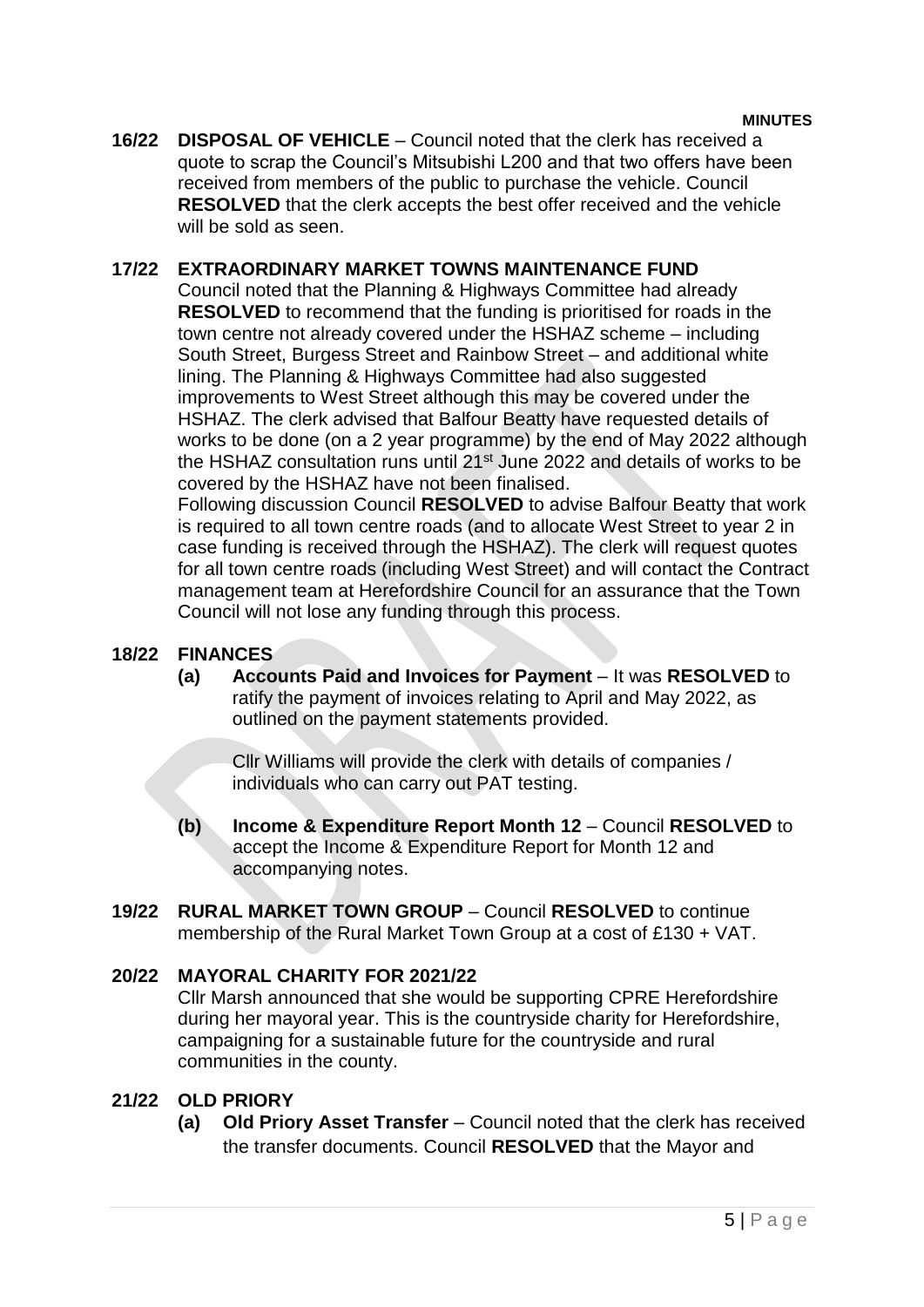**MINUTES**

**16/22 DISPOSAL OF VEHICLE** – Council noted that the clerk has received a quote to scrap the Council's Mitsubishi L200 and that two offers have been received from members of the public to purchase the vehicle. Council **RESOLVED** that the clerk accepts the best offer received and the vehicle will be sold as seen.

**17/22 EXTRAORDINARY MARKET TOWNS MAINTENANCE FUND**

Council noted that the Planning & Highways Committee had already **RESOLVED** to recommend that the funding is prioritised for roads in the town centre not already covered under the HSHAZ scheme – including South Street, Burgess Street and Rainbow Street – and additional white lining. The Planning & Highways Committee had also suggested improvements to West Street although this may be covered under the HSHAZ. The clerk advised that Balfour Beatty have requested details of works to be done (on a 2 year programme) by the end of May 2022 although the HSHAZ consultation runs until 21st June 2022 and details of works to be covered by the HSHAZ have not been finalised.

Following discussion Council **RESOLVED** to advise Balfour Beatty that work is required to all town centre roads (and to allocate West Street to year 2 in case funding is received through the HSHAZ). The clerk will request quotes for all town centre roads (including West Street) and will contact the Contract management team at Herefordshire Council for an assurance that the Town Council will not lose any funding through this process.

**18/22 FINANCES**

**(a) Accounts Paid and Invoices for Payment** – It was **RESOLVED** to ratify the payment of invoices relating to April and May 2022, as outlined on the payment statements provided.

Cllr Williams will provide the clerk with details of companies / individuals who can carry out PAT testing.

**(b) Income & Expenditure Report Month 12** – Council **RESOLVED** to accept the Income & Expenditure Report for Month 12 and accompanying notes.

**19/22 RURAL MARKET TOWN GROUP** – Council **RESOLVED** to continue membership of the Rural Market Town Group at a cost of £130 + VAT.

**20/22 MAYORAL CHARITY FOR 2021/22**

Cllr Marsh announced that she would be supporting CPRE Herefordshire during her mayoral year. This is the countryside charity for Herefordshire, campaigning for a sustainable future for the countryside and rural communities in the county.

**21/22 OLD PRIORY**

**(a) Old Priory Asset Transfer** – Council noted that the clerk has received the transfer documents. Council **RESOLVED** that the Mayor and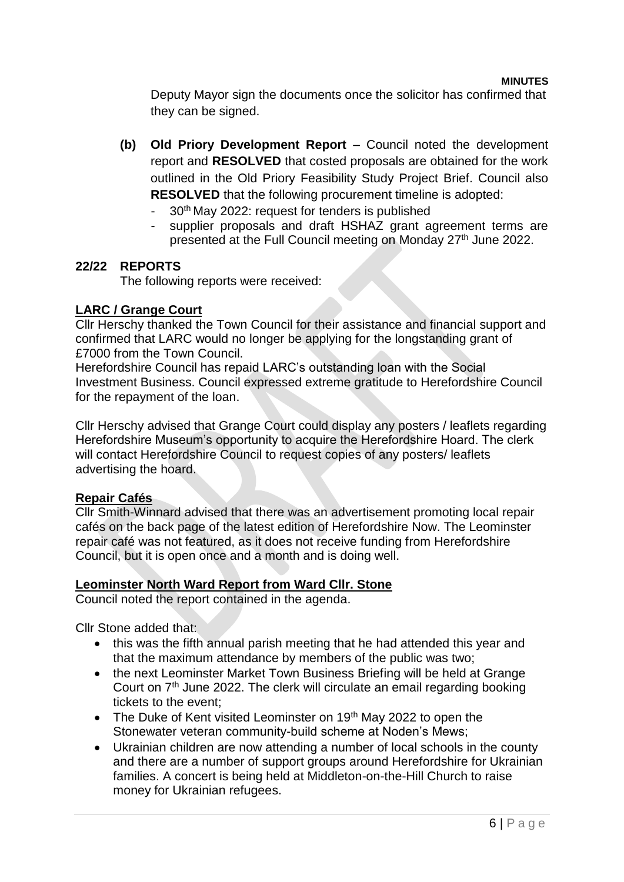Deputy Mayor sign the documents once the solicitor has confirmed that they can be signed.

**(b) Old Priory Development Report** – Council noted the development report and **RESOLVED** that costed proposals are obtained for the work outlined in the Old Priory Feasibility Study Project Brief. Council also **RESOLVED** that the following procurement timeline is adopted:

- 30th May 2022: request for tenders is published
- supplier proposals and draft HSHAZ grant agreement terms are presented at the Full Council meeting on Monday 27th June 2022.

## 22/22 REPORTS

The following reports were received:

**LARC / Grange Court**

Cllr Herschy thanked the Town Council for their assistance and financial support and confirmed that LARC would no longer be applying for the longstanding grant of £7000 from the Town Council.

Herefordshire Council has repaid LARC's outstanding loan with the Social Investment Business. Council expressed extreme gratitude to Herefordshire Council for the repayment of the loan.

Cllr Herschy advised that Grange Court could display any posters / leaflets regarding Herefordshire Museum's opportunity to acquire the Herefordshire Hoard. The clerk will contact Herefordshire Council to request copies of any posters/ leaflets advertising the hoard.

**Repair Cafés**

Cllr Smith-Winnard advised that there was an advertisement promoting local repair cafés on the back page of the latest edition of Herefordshire Now. The Leominster repair café was not featured, as it does not receive funding from Herefordshire Council, but it is open once and a month and is doing well.

**Leominster North Ward Report from Ward Cllr. Stone**

Council noted the report contained in the agenda.

Cllr Stone added that:

- this was the fifth annual parish meeting that he had attended this year and that the maximum attendance by members of the public was two;
- the next Leominster Market Town Business Briefing will be held at Grange Court on 7th June 2022. The clerk will circulate an email regarding booking tickets to the event;
- The Duke of Kent visited Leominster on 19th May 2022 to open the Stonewater veteran community-build scheme at Noden's Mews;
- Ukrainian children are now attending a number of local schools in the county and there are a number of support groups around Herefordshire for Ukrainian families. A concert is being held at Middleton-on-the-Hill Church to raise money for Ukrainian refugees.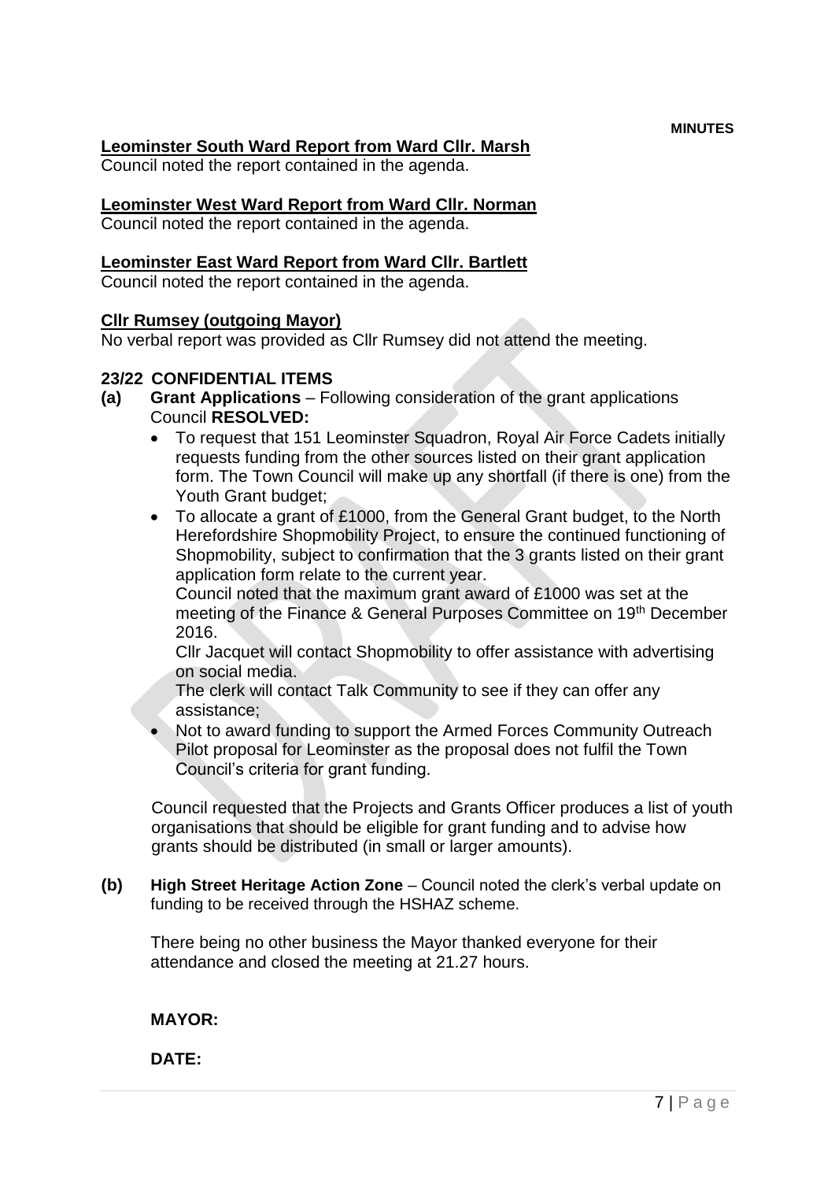**MINUTES**

**Leominster South Ward Report from Ward Cllr. Marsh**

Council noted the report contained in the agenda.

**Leominster West Ward Report from Ward Cllr. Norman**

Council noted the report contained in the agenda.

**Leominster East Ward Report from Ward Cllr. Bartlett**

Council noted the report contained in the agenda.

**Cllr Rumsey (outgoing Mayor)**

No verbal report was provided as Cllr Rumsey did not attend the meeting.

**23/22 CONFIDENTIAL ITEMS**

**(a) Grant Applications** – Following consideration of the grant applications Council **RESOLVED:**

- To request that 151 Leominster Squadron, Royal Air Force Cadets initially requests funding from the other sources listed on their grant application form. The Town Council will make up any shortfall (if there is one) from the Youth Grant budget;
- To allocate a grant of £1000, from the General Grant budget, to the North Herefordshire Shopmobility Project, to ensure the continued functioning of Shopmobility, subject to confirmation that the 3 grants listed on their grant application form relate to the current year.
  Council noted that the maximum grant award of £1000 was set at the meeting of the Finance & General Purposes Committee on 19th December 2016.
  Cllr Jacquet will contact Shopmobility to offer assistance with advertising on social media.
  The clerk will contact Talk Community to see if they can offer any assistance;
- Not to award funding to support the Armed Forces Community Outreach Pilot proposal for Leominster as the proposal does not fulfil the Town Council's criteria for grant funding.

Council requested that the Projects and Grants Officer produces a list of youth organisations that should be eligible for grant funding and to advise how grants should be distributed (in small or larger amounts).

**(b) High Street Heritage Action Zone** – Council noted the clerk's verbal update on funding to be received through the HSHAZ scheme.

There being no other business the Mayor thanked everyone for their attendance and closed the meeting at 21.27 hours.

**MAYOR:**

**DATE:**